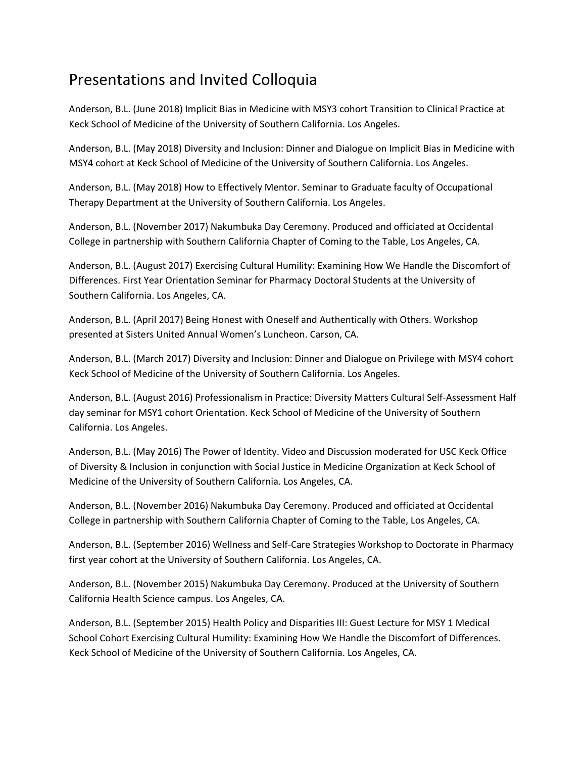# Presentations and Invited Colloquia

Anderson, B.L. (June 2018) Implicit Bias in Medicine with MSY3 cohort Transition to Clinical Practice at Keck School of Medicine of the University of Southern California. Los Angeles.

Anderson, B.L. (May 2018) Diversity and Inclusion: Dinner and Dialogue on Implicit Bias in Medicine with MSY4 cohort at Keck School of Medicine of the University of Southern California. Los Angeles.

Anderson, B.L. (May 2018) How to Effectively Mentor. Seminar to Graduate faculty of Occupational Therapy Department at the University of Southern California. Los Angeles.

Anderson, B.L. (November 2017) Nakumbuka Day Ceremony. Produced and officiated at Occidental College in partnership with Southern California Chapter of Coming to the Table, Los Angeles, CA.

Anderson, B.L. (August 2017) Exercising Cultural Humility: Examining How We Handle the Discomfort of Differences. First Year Orientation Seminar for Pharmacy Doctoral Students at the University of Southern California. Los Angeles, CA.

Anderson, B.L. (April 2017) Being Honest with Oneself and Authentically with Others. Workshop presented at Sisters United Annual Women's Luncheon. Carson, CA.

Anderson, B.L. (March 2017) Diversity and Inclusion: Dinner and Dialogue on Privilege with MSY4 cohort Keck School of Medicine of the University of Southern California. Los Angeles.

Anderson, B.L. (August 2016) Professionalism in Practice: Diversity Matters Cultural Self-Assessment Half day seminar for MSY1 cohort Orientation. Keck School of Medicine of the University of Southern California. Los Angeles.

Anderson, B.L. (May 2016) The Power of Identity. Video and Discussion moderated for USC Keck Office of Diversity & Inclusion in conjunction with Social Justice in Medicine Organization at Keck School of Medicine of the University of Southern California. Los Angeles, CA.

Anderson, B.L. (November 2016) Nakumbuka Day Ceremony. Produced and officiated at Occidental College in partnership with Southern California Chapter of Coming to the Table, Los Angeles, CA.

Anderson, B.L. (September 2016) Wellness and Self-Care Strategies Workshop to Doctorate in Pharmacy first year cohort at the University of Southern California. Los Angeles, CA.

Anderson, B.L. (November 2015) Nakumbuka Day Ceremony. Produced at the University of Southern California Health Science campus. Los Angeles, CA.

Anderson, B.L. (September 2015) Health Policy and Disparities III: Guest Lecture for MSY 1 Medical School Cohort Exercising Cultural Humility: Examining How We Handle the Discomfort of Differences. Keck School of Medicine of the University of Southern California. Los Angeles, CA.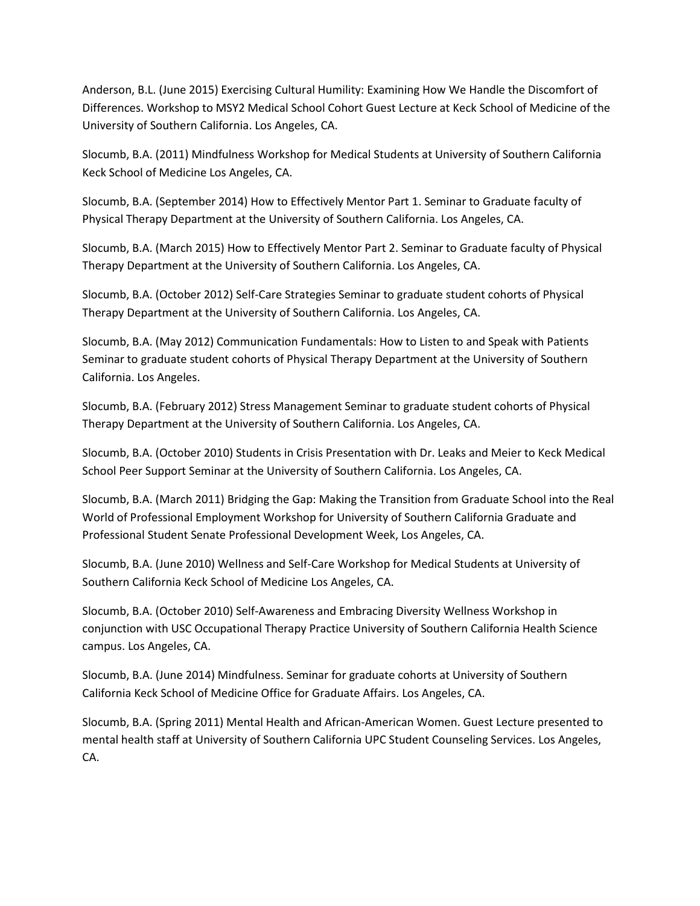Anderson, B.L. (June 2015) Exercising Cultural Humility: Examining How We Handle the Discomfort of Differences. Workshop to MSY2 Medical School Cohort Guest Lecture at Keck School of Medicine of the University of Southern California. Los Angeles, CA.

Slocumb, B.A. (2011) Mindfulness Workshop for Medical Students at University of Southern California Keck School of Medicine Los Angeles, CA.

Slocumb, B.A. (September 2014) How to Effectively Mentor Part 1. Seminar to Graduate faculty of Physical Therapy Department at the University of Southern California. Los Angeles, CA.

Slocumb, B.A. (March 2015) How to Effectively Mentor Part 2. Seminar to Graduate faculty of Physical Therapy Department at the University of Southern California. Los Angeles, CA.

Slocumb, B.A. (October 2012) Self-Care Strategies Seminar to graduate student cohorts of Physical Therapy Department at the University of Southern California. Los Angeles, CA.

Slocumb, B.A. (May 2012) Communication Fundamentals: How to Listen to and Speak with Patients Seminar to graduate student cohorts of Physical Therapy Department at the University of Southern California. Los Angeles.

Slocumb, B.A. (February 2012) Stress Management Seminar to graduate student cohorts of Physical Therapy Department at the University of Southern California. Los Angeles, CA.

Slocumb, B.A. (October 2010) Students in Crisis Presentation with Dr. Leaks and Meier to Keck Medical School Peer Support Seminar at the University of Southern California. Los Angeles, CA.

Slocumb, B.A. (March 2011) Bridging the Gap: Making the Transition from Graduate School into the Real World of Professional Employment Workshop for University of Southern California Graduate and Professional Student Senate Professional Development Week, Los Angeles, CA.

Slocumb, B.A. (June 2010) Wellness and Self-Care Workshop for Medical Students at University of Southern California Keck School of Medicine Los Angeles, CA.

Slocumb, B.A. (October 2010) Self-Awareness and Embracing Diversity Wellness Workshop in conjunction with USC Occupational Therapy Practice University of Southern California Health Science campus. Los Angeles, CA.

Slocumb, B.A. (June 2014) Mindfulness. Seminar for graduate cohorts at University of Southern California Keck School of Medicine Office for Graduate Affairs. Los Angeles, CA.

Slocumb, B.A. (Spring 2011) Mental Health and African-American Women. Guest Lecture presented to mental health staff at University of Southern California UPC Student Counseling Services. Los Angeles, CA.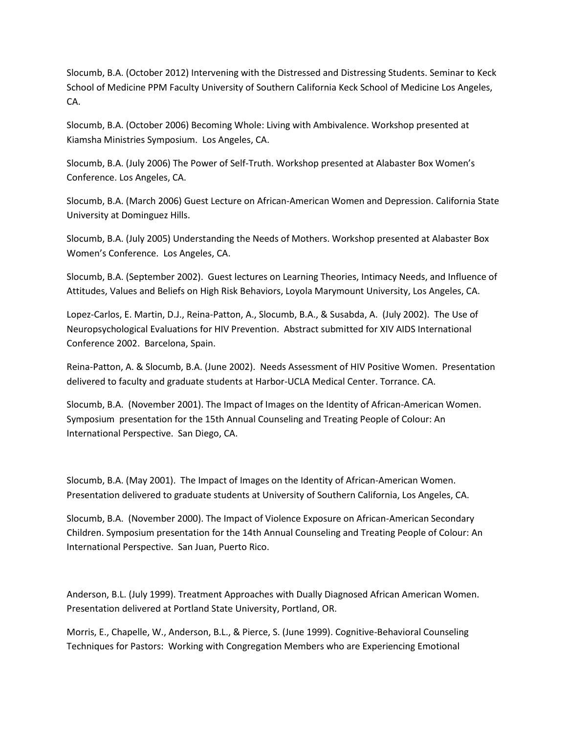Slocumb, B.A. (October 2012) Intervening with the Distressed and Distressing Students. Seminar to Keck School of Medicine PPM Faculty University of Southern California Keck School of Medicine Los Angeles, CA.

Slocumb, B.A. (October 2006) Becoming Whole: Living with Ambivalence. Workshop presented at Kiamsha Ministries Symposium. Los Angeles, CA.

Slocumb, B.A. (July 2006) The Power of Self-Truth. Workshop presented at Alabaster Box Women's Conference. Los Angeles, CA.

Slocumb, B.A. (March 2006) Guest Lecture on African-American Women and Depression. California State University at Dominguez Hills.

Slocumb, B.A. (July 2005) Understanding the Needs of Mothers. Workshop presented at Alabaster Box Women's Conference. Los Angeles, CA.

Slocumb, B.A. (September 2002). Guest lectures on Learning Theories, Intimacy Needs, and Influence of Attitudes, Values and Beliefs on High Risk Behaviors, Loyola Marymount University, Los Angeles, CA.

Lopez-Carlos, E. Martin, D.J., Reina-Patton, A., Slocumb, B.A., & Susabda, A. (July 2002). The Use of Neuropsychological Evaluations for HIV Prevention. Abstract submitted for XIV AIDS International Conference 2002. Barcelona, Spain.

Reina-Patton, A. & Slocumb, B.A. (June 2002). Needs Assessment of HIV Positive Women. Presentation delivered to faculty and graduate students at Harbor-UCLA Medical Center. Torrance. CA.

Slocumb, B.A. (November 2001). The Impact of Images on the Identity of African-American Women. Symposium presentation for the 15th Annual Counseling and Treating People of Colour: An International Perspective. San Diego, CA.

Slocumb, B.A. (May 2001). The Impact of Images on the Identity of African-American Women. Presentation delivered to graduate students at University of Southern California, Los Angeles, CA.

Slocumb, B.A. (November 2000). The Impact of Violence Exposure on African-American Secondary Children. Symposium presentation for the 14th Annual Counseling and Treating People of Colour: An International Perspective. San Juan, Puerto Rico.

Anderson, B.L. (July 1999). Treatment Approaches with Dually Diagnosed African American Women. Presentation delivered at Portland State University, Portland, OR.

Morris, E., Chapelle, W., Anderson, B.L., & Pierce, S. (June 1999). Cognitive-Behavioral Counseling Techniques for Pastors: Working with Congregation Members who are Experiencing Emotional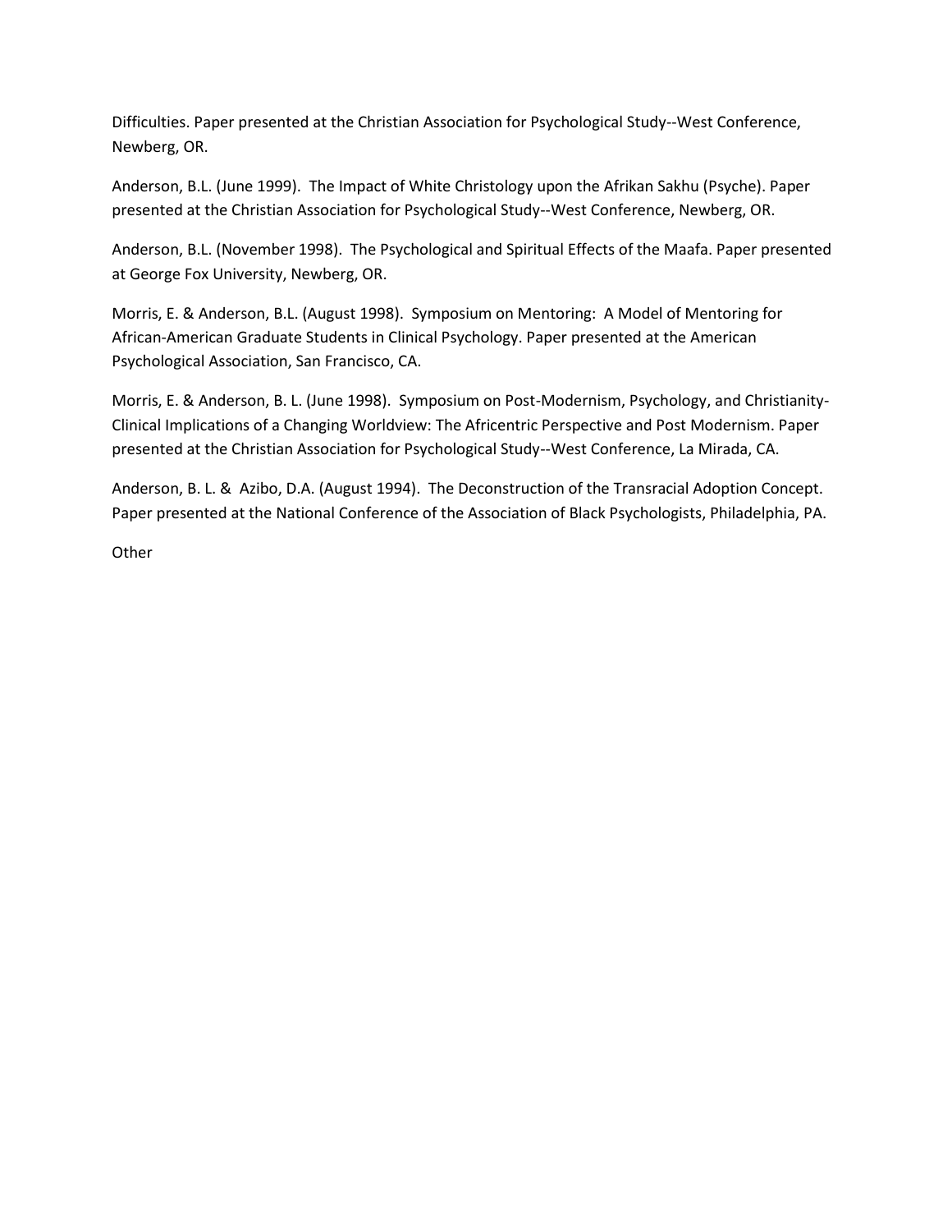Difficulties. Paper presented at the Christian Association for Psychological Study--West Conference, Newberg, OR.

Anderson, B.L. (June 1999). The Impact of White Christology upon the Afrikan Sakhu (Psyche). Paper presented at the Christian Association for Psychological Study--West Conference, Newberg, OR.

Anderson, B.L. (November 1998). The Psychological and Spiritual Effects of the Maafa. Paper presented at George Fox University, Newberg, OR.

Morris, E. & Anderson, B.L. (August 1998). Symposium on Mentoring: A Model of Mentoring for African-American Graduate Students in Clinical Psychology. Paper presented at the American Psychological Association, San Francisco, CA.

Morris, E. & Anderson, B. L. (June 1998). Symposium on Post-Modernism, Psychology, and Christianity-Clinical Implications of a Changing Worldview: The Africentric Perspective and Post Modernism. Paper presented at the Christian Association for Psychological Study--West Conference, La Mirada, CA.

Anderson, B. L. & Azibo, D.A. (August 1994). The Deconstruction of the Transracial Adoption Concept. Paper presented at the National Conference of the Association of Black Psychologists, Philadelphia, PA.

Other